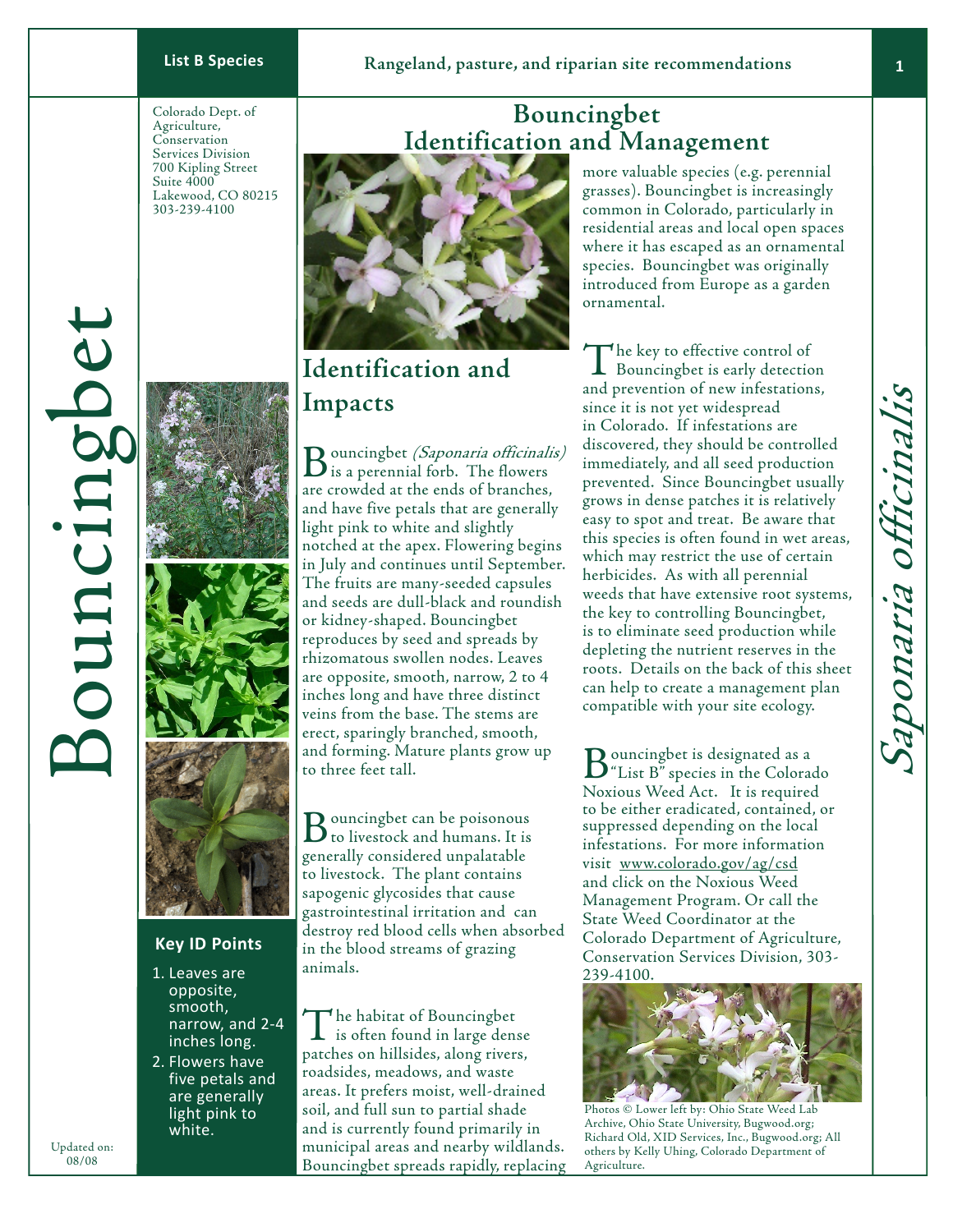**List B Species**

**Rangeland, pasture, and riparian site recommendations**

Colorado Dept. of Agriculture, Conservation Services Division
700 Kipling Street
Suite 4000
Lakewood, CO 80215
303-239-4100

# Bouncingbet

*Saponaria officinalis*

# Bouncingbet Identification and Management

## Identification and Impacts

Bouncingbet *(Saponaria officinalis)* is a perennial forb. The flowers are crowded at the ends of branches, and have five petals that are generally light pink to white and slightly notched at the apex. Flowering begins in July and continues until September. The fruits are many-seeded capsules and seeds are dull-black and roundish or kidney-shaped. Bouncingbet reproduces by seed and spreads by rhizomatous swollen nodes. Leaves are opposite, smooth, narrow, 2 to 4 inches long and have three distinct veins from the base. The stems are erect, sparingly branched, smooth, and forming. Mature plants grow up to three feet tall.

Bouncingbet can be poisonous to livestock and humans. It is generally considered unpalatable to livestock. The plant contains sapogenic glycosides that cause gastrointestinal irritation and can destroy red blood cells when absorbed in the blood streams of grazing animals.

The habitat of Bouncingbet is often found in large dense patches on hillsides, along rivers, roadsides, meadows, and waste areas. It prefers moist, well-drained soil, and full sun to partial shade and is currently found primarily in municipal areas and nearby wildlands. Bouncingbet spreads rapidly, replacing more valuable species (e.g. perennial grasses). Bouncingbet is increasingly common in Colorado, particularly in residential areas and local open spaces where it has escaped as an ornamental species. Bouncingbet was originally introduced from Europe as a garden ornamental.

The key to effective control of Bouncingbet is early detection and prevention of new infestations, since it is not yet widespread in Colorado. If infestations are discovered, they should be controlled immediately, and all seed production prevented. Since Bouncingbet usually grows in dense patches it is relatively easy to spot and treat. Be aware that this species is often found in wet areas, which may restrict the use of certain herbicides. As with all perennial weeds that have extensive root systems, the key to controlling Bouncingbet, is to eliminate seed production while depleting the nutrient reserves in the roots. Details on the back of this sheet can help to create a management plan compatible with your site ecology.

Bouncingbet is designated as a "List B" species in the Colorado Noxious Weed Act. It is required to be either eradicated, contained, or suppressed depending on the local infestations. For more information visit www.colorado.gov/ag/csd and click on the Noxious Weed Management Program. Or call the State Weed Coordinator at the Colorado Department of Agriculture, Conservation Services Division, 303-239-4100.

Photos © Lower left by: Ohio State Weed Lab Archive, Ohio State University, Bugwood.org; Richard Old, XID Services, Inc., Bugwood.org; All others by Kelly Uhing, Colorado Department of Agriculture.

### Key ID Points

1. Leaves are opposite, smooth, narrow, and 2-4 inches long.
2. Flowers have five petals and are generally light pink to white.

Updated on: 08/08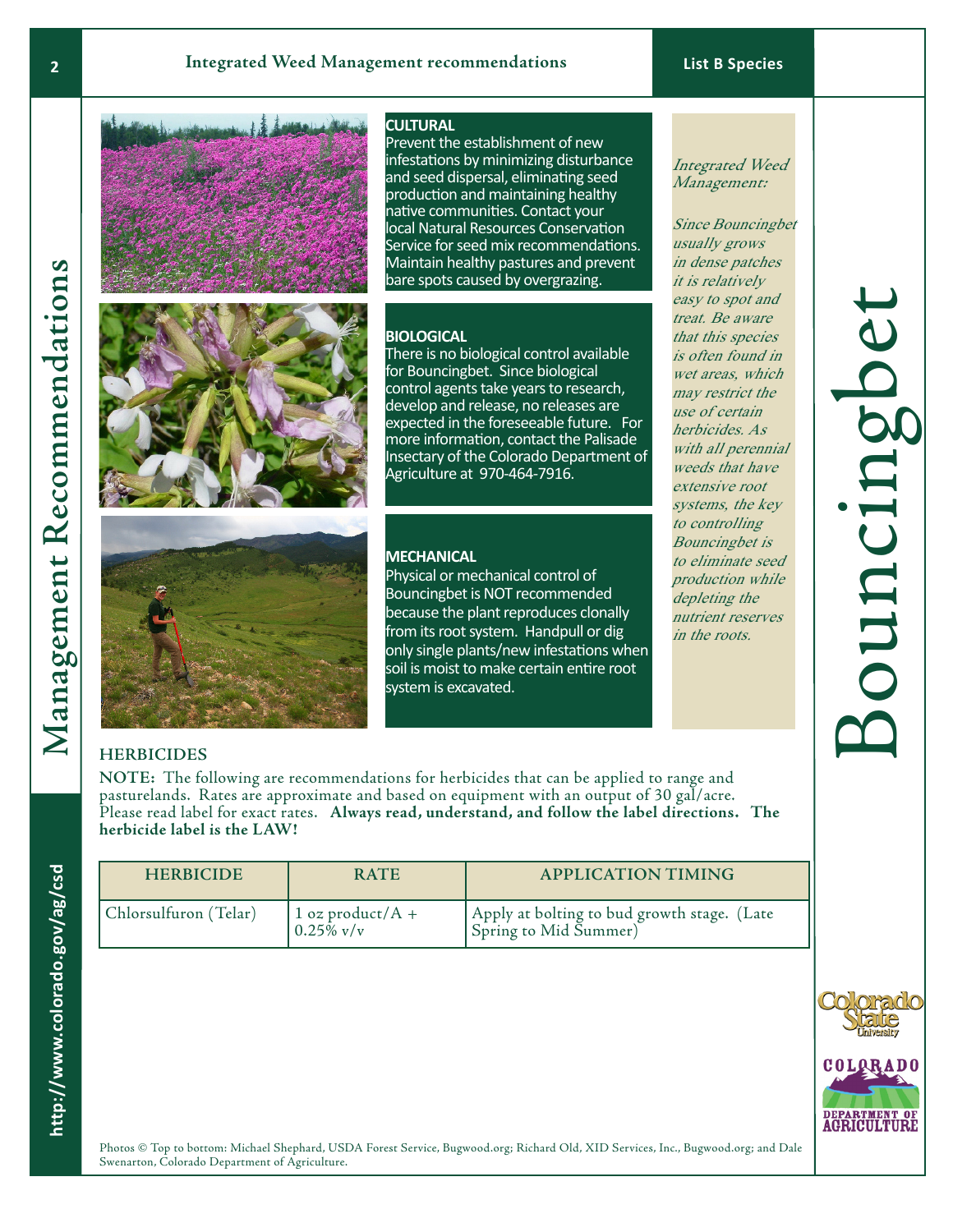# Bouncingbet

## Integrated Weed Management recommendations

**List B Species**

### CULTURAL

Prevent the establishment of new infestations by minimizing disturbance and seed dispersal, eliminating seed production and maintaining healthy native communities. Contact your local Natural Resources Conservation Service for seed mix recommendations. Maintain healthy pastures and prevent bare spots caused by overgrazing.

### BIOLOGICAL

There is no biological control available for Bouncingbet. Since biological control agents take years to research, develop and release, no releases are expected in the foreseeable future. For more information, contact the Palisade Insectary of the Colorado Department of Agriculture at 970-464-7916.

### MECHANICAL

Physical or mechanical control of Bouncingbet is NOT recommended because the plant reproduces clonally from its root system. Handpull or dig only single plants/new infestations when soil is moist to make certain entire root system is excavated.

*Integrated Weed Management:*

*Since Bouncingbet usually grows in dense patches it is relatively easy to spot and treat. Be aware that this species is often found in wet areas, which may restrict the use of certain herbicides. As with all perennial weeds that have extensive root systems, the key to controlling Bouncingbet is to eliminate seed production while depleting the nutrient reserves in the roots.*

### HERBICIDES

**NOTE:** The following are recommendations for herbicides that can be applied to range and pasturelands. Rates are approximate and based on equipment with an output of 30 gal/acre. Please read label for exact rates. **Always read, understand, and follow the label directions. The herbicide label is the LAW!**

| HERBICIDE | RATE | APPLICATION TIMING |
|---|---|---|
| Chlorsulfuron (Telar) | 1 oz product/A + 0.25% v/v | Apply at bolting to bud growth stage. (Late Spring to Mid Summer) |

Photos © Top to bottom: Michael Shephard, USDA Forest Service, Bugwood.org; Richard Old, XID Services, Inc., Bugwood.org; and Dale Swenarton, Colorado Department of Agriculture.

Management Recommendations

http://www.colorado.gov/ag/csd